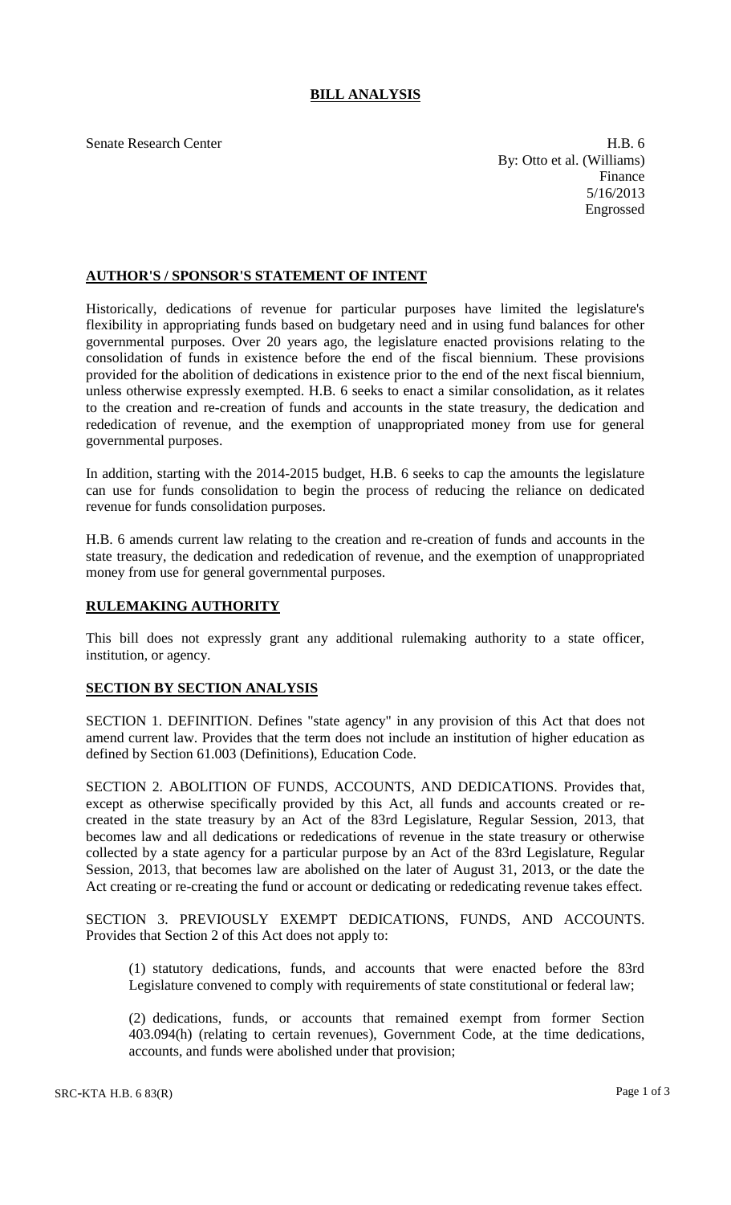# BILL ANALYSIS

Senate Research Center

H.B. 6
By: Otto et al. (Williams)
Finance
5/16/2013
Engrossed

## AUTHOR'S / SPONSOR'S STATEMENT OF INTENT

Historically, dedications of revenue for particular purposes have limited the legislature's flexibility in appropriating funds based on budgetary need and in using fund balances for other governmental purposes. Over 20 years ago, the legislature enacted provisions relating to the consolidation of funds in existence before the end of the fiscal biennium. These provisions provided for the abolition of dedications in existence prior to the end of the next fiscal biennium, unless otherwise expressly exempted. H.B. 6 seeks to enact a similar consolidation, as it relates to the creation and re-creation of funds and accounts in the state treasury, the dedication and rededication of revenue, and the exemption of unappropriated money from use for general governmental purposes.

In addition, starting with the 2014-2015 budget, H.B. 6 seeks to cap the amounts the legislature can use for funds consolidation to begin the process of reducing the reliance on dedicated revenue for funds consolidation purposes.

H.B. 6 amends current law relating to the creation and re-creation of funds and accounts in the state treasury, the dedication and rededication of revenue, and the exemption of unappropriated money from use for general governmental purposes.

## RULEMAKING AUTHORITY

This bill does not expressly grant any additional rulemaking authority to a state officer, institution, or agency.

## SECTION BY SECTION ANALYSIS

SECTION 1. DEFINITION. Defines "state agency" in any provision of this Act that does not amend current law. Provides that the term does not include an institution of higher education as defined by Section 61.003 (Definitions), Education Code.

SECTION 2. ABOLITION OF FUNDS, ACCOUNTS, AND DEDICATIONS. Provides that, except as otherwise specifically provided by this Act, all funds and accounts created or re-created in the state treasury by an Act of the 83rd Legislature, Regular Session, 2013, that becomes law and all dedications or rededications of revenue in the state treasury or otherwise collected by a state agency for a particular purpose by an Act of the 83rd Legislature, Regular Session, 2013, that becomes law are abolished on the later of August 31, 2013, or the date the Act creating or re-creating the fund or account or dedicating or rededicating revenue takes effect.

SECTION 3. PREVIOUSLY EXEMPT DEDICATIONS, FUNDS, AND ACCOUNTS. Provides that Section 2 of this Act does not apply to:

(1) statutory dedications, funds, and accounts that were enacted before the 83rd Legislature convened to comply with requirements of state constitutional or federal law;

(2) dedications, funds, or accounts that remained exempt from former Section 403.094(h) (relating to certain revenues), Government Code, at the time dedications, accounts, and funds were abolished under that provision;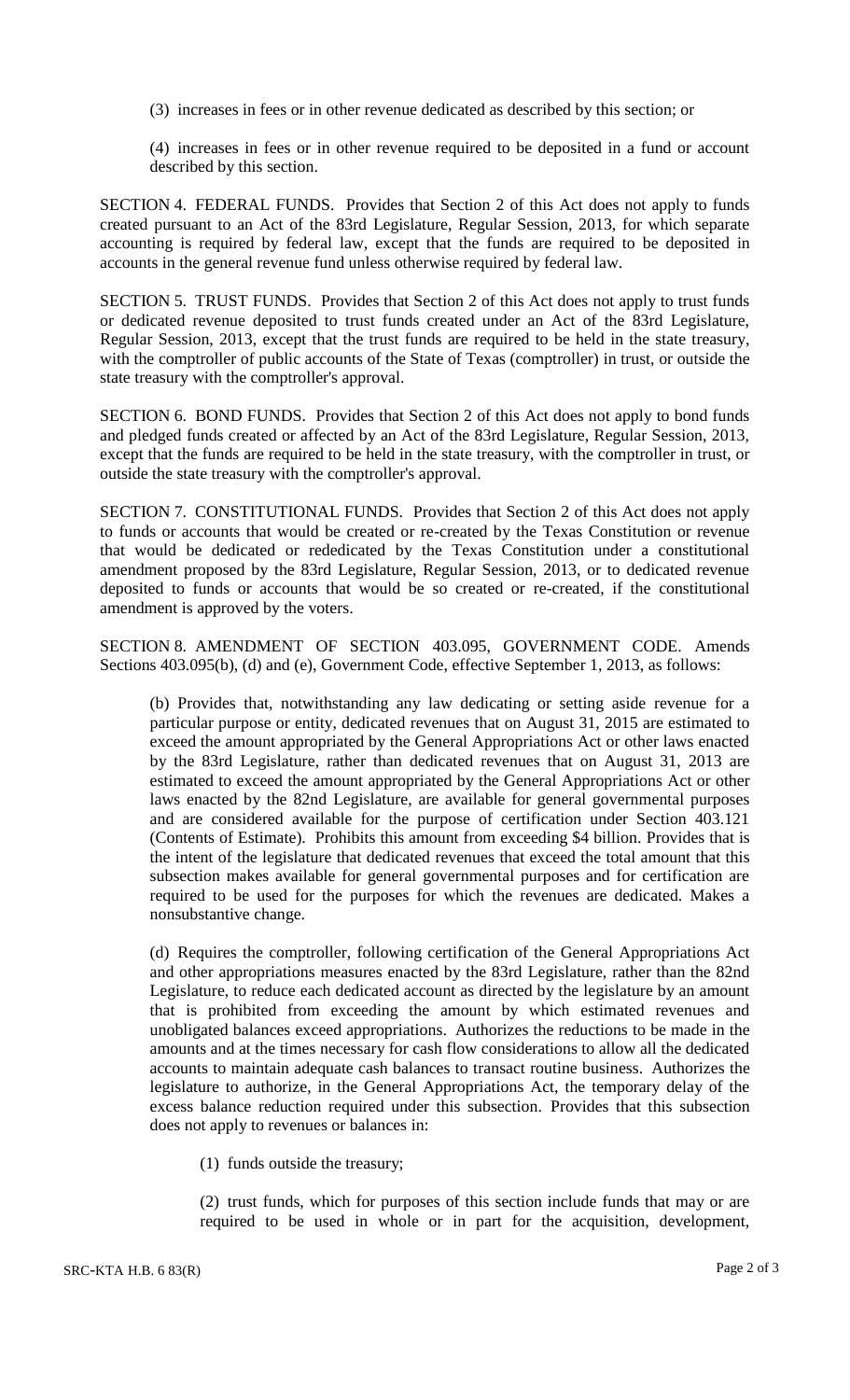(3) increases in fees or in other revenue dedicated as described by this section; or

(4) increases in fees or in other revenue required to be deposited in a fund or account described by this section.

SECTION 4. FEDERAL FUNDS. Provides that Section 2 of this Act does not apply to funds created pursuant to an Act of the 83rd Legislature, Regular Session, 2013, for which separate accounting is required by federal law, except that the funds are required to be deposited in accounts in the general revenue fund unless otherwise required by federal law.

SECTION 5. TRUST FUNDS. Provides that Section 2 of this Act does not apply to trust funds or dedicated revenue deposited to trust funds created under an Act of the 83rd Legislature, Regular Session, 2013, except that the trust funds are required to be held in the state treasury, with the comptroller of public accounts of the State of Texas (comptroller) in trust, or outside the state treasury with the comptroller's approval.

SECTION 6. BOND FUNDS. Provides that Section 2 of this Act does not apply to bond funds and pledged funds created or affected by an Act of the 83rd Legislature, Regular Session, 2013, except that the funds are required to be held in the state treasury, with the comptroller in trust, or outside the state treasury with the comptroller's approval.

SECTION 7. CONSTITUTIONAL FUNDS. Provides that Section 2 of this Act does not apply to funds or accounts that would be created or re-created by the Texas Constitution or revenue that would be dedicated or rededicated by the Texas Constitution under a constitutional amendment proposed by the 83rd Legislature, Regular Session, 2013, or to dedicated revenue deposited to funds or accounts that would be so created or re-created, if the constitutional amendment is approved by the voters.

SECTION 8. AMENDMENT OF SECTION 403.095, GOVERNMENT CODE. Amends Sections 403.095(b), (d) and (e), Government Code, effective September 1, 2013, as follows:

(b) Provides that, notwithstanding any law dedicating or setting aside revenue for a particular purpose or entity, dedicated revenues that on August 31, 2015 are estimated to exceed the amount appropriated by the General Appropriations Act or other laws enacted by the 83rd Legislature, rather than dedicated revenues that on August 31, 2013 are estimated to exceed the amount appropriated by the General Appropriations Act or other laws enacted by the 82nd Legislature, are available for general governmental purposes and are considered available for the purpose of certification under Section 403.121 (Contents of Estimate). Prohibits this amount from exceeding $4 billion. Provides that is the intent of the legislature that dedicated revenues that exceed the total amount that this subsection makes available for general governmental purposes and for certification are required to be used for the purposes for which the revenues are dedicated. Makes a nonsubstantive change.

(d) Requires the comptroller, following certification of the General Appropriations Act and other appropriations measures enacted by the 83rd Legislature, rather than the 82nd Legislature, to reduce each dedicated account as directed by the legislature by an amount that is prohibited from exceeding the amount by which estimated revenues and unobligated balances exceed appropriations. Authorizes the reductions to be made in the amounts and at the times necessary for cash flow considerations to allow all the dedicated accounts to maintain adequate cash balances to transact routine business. Authorizes the legislature to authorize, in the General Appropriations Act, the temporary delay of the excess balance reduction required under this subsection. Provides that this subsection does not apply to revenues or balances in:

(1) funds outside the treasury;

(2) trust funds, which for purposes of this section include funds that may or are required to be used in whole or in part for the acquisition, development,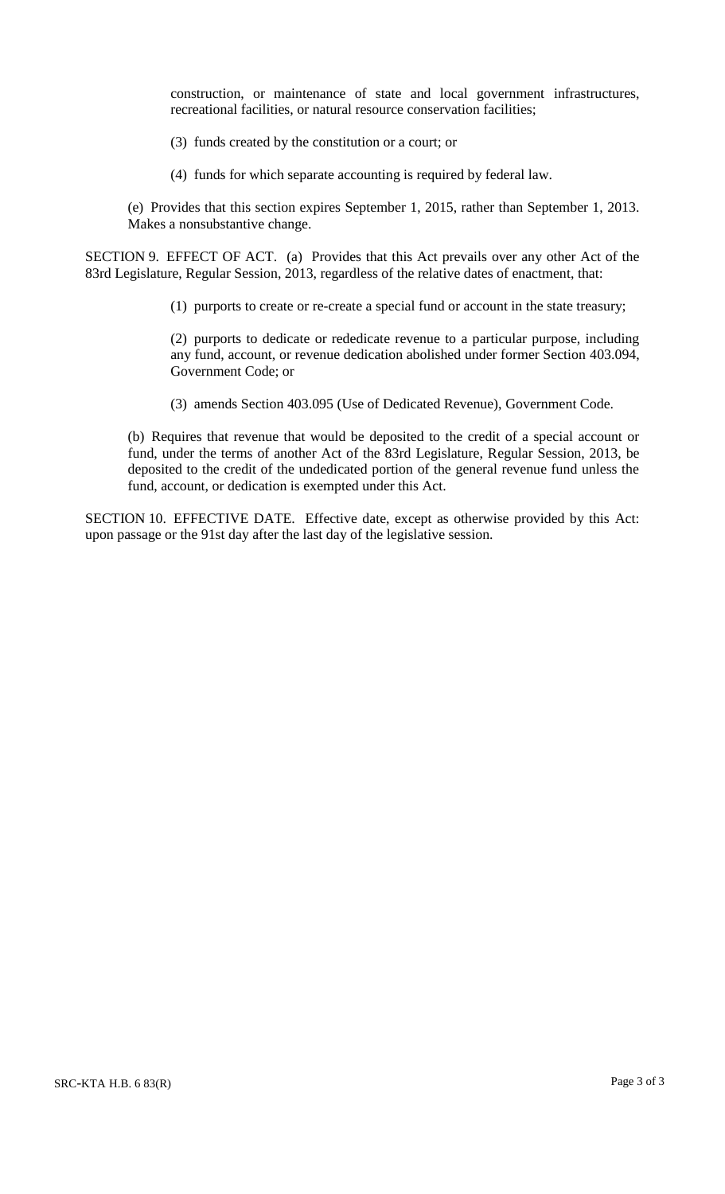construction, or maintenance of state and local government infrastructures, recreational facilities, or natural resource conservation facilities;

(3) funds created by the constitution or a court; or

(4) funds for which separate accounting is required by federal law.

(e) Provides that this section expires September 1, 2015, rather than September 1, 2013. Makes a nonsubstantive change.

SECTION 9. EFFECT OF ACT. (a) Provides that this Act prevails over any other Act of the 83rd Legislature, Regular Session, 2013, regardless of the relative dates of enactment, that:

(1) purports to create or re-create a special fund or account in the state treasury;

(2) purports to dedicate or rededicate revenue to a particular purpose, including any fund, account, or revenue dedication abolished under former Section 403.094, Government Code; or

(3) amends Section 403.095 (Use of Dedicated Revenue), Government Code.

(b) Requires that revenue that would be deposited to the credit of a special account or fund, under the terms of another Act of the 83rd Legislature, Regular Session, 2013, be deposited to the credit of the undedicated portion of the general revenue fund unless the fund, account, or dedication is exempted under this Act.

SECTION 10. EFFECTIVE DATE. Effective date, except as otherwise provided by this Act: upon passage or the 91st day after the last day of the legislative session.